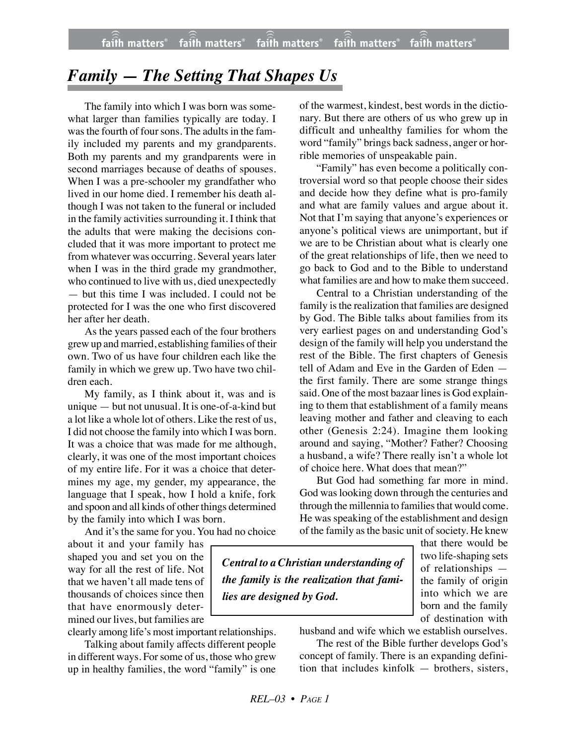# *Family — The Setting That Shapes Us*

The family into which I was born was somewhat larger than families typically are today. I was the fourth of four sons. The adults in the family included my parents and my grandparents. Both my parents and my grandparents were in second marriages because of deaths of spouses. When I was a pre-schooler my grandfather who lived in our home died. I remember his death although I was not taken to the funeral or included in the family activities surrounding it. I think that the adults that were making the decisions concluded that it was more important to protect me from whatever was occurring. Several years later when I was in the third grade my grandmother, who continued to live with us, died unexpectedly — but this time I was included. I could not be protected for I was the one who first discovered her after her death.

As the years passed each of the four brothers grew up and married, establishing families of their own. Two of us have four children each like the family in which we grew up. Two have two children each.

My family, as I think about it, was and is unique — but not unusual. It is one-of-a-kind but a lot like a whole lot of others. Like the rest of us, I did not choose the family into which I was born. It was a choice that was made for me although, clearly, it was one of the most important choices of my entire life. For it was a choice that determines my age, my gender, my appearance, the language that I speak, how I hold a knife, fork and spoon and all kinds of other things determined by the family into which I was born.

And it's the same for you. You had no choice about it and your family has shaped you and set you on the way for all the rest of life. Not that we haven't all made tens of thousands of choices since then that have enormously determined our lives, but families are clearly among life's most important relationships.

Talking about family affects different people in different ways. For some of us, those who grew up in healthy families, the word "family" is one of the warmest, kindest, best words in the dictionary. But there are others of us who grew up in difficult and unhealthy families for whom the word "family" brings back sadness, anger or horrible memories of unspeakable pain.

"Family" has even become a politically controversial word so that people choose their sides and decide how they define what is pro-family and what are family values and argue about it. Not that I'm saying that anyone's experiences or anyone's political views are unimportant, but if we are to be Christian about what is clearly one of the great relationships of life, then we need to go back to God and to the Bible to understand what families are and how to make them succeed.

Central to a Christian understanding of the family is the realization that families are designed by God. The Bible talks about families from its very earliest pages on and understanding God's design of the family will help you understand the rest of the Bible. The first chapters of Genesis tell of Adam and Eve in the Garden of Eden — the first family. There are some strange things said. One of the most bazaar lines is God explaining to them that establishment of a family means leaving mother and father and cleaving to each other (Genesis 2:24). Imagine them looking around and saying, "Mother? Father? Choosing a husband, a wife? There really isn't a whole lot of choice here. What does that mean?"

But God had something far more in mind. God was looking down through the centuries and through the millennia to families that would come. He was speaking of the establishment and design of the family as the basic unit of society. He knew that there would be two life-shaping sets of relationships — the family of origin into which we are born and the family of destination with husband and wife which we establish ourselves.

> ***Central to a Christian understanding of the family is the realization that families are designed by God.***

The rest of the Bible further develops God's concept of family. There is an expanding definition that includes kinfolk — brothers, sisters,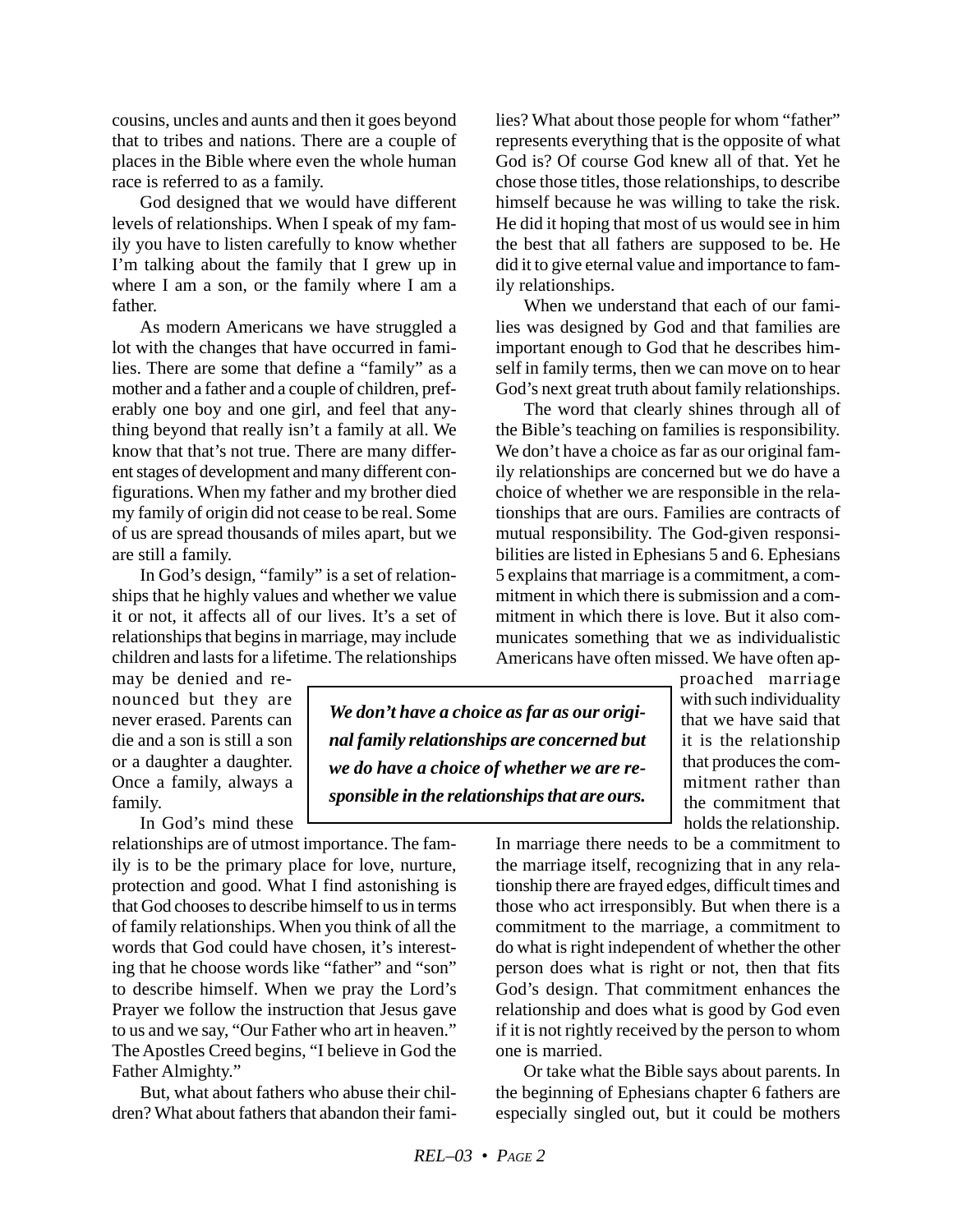cousins, uncles and aunts and then it goes beyond that to tribes and nations. There are a couple of places in the Bible where even the whole human race is referred to as a family.

God designed that we would have different levels of relationships. When I speak of my family you have to listen carefully to know whether I'm talking about the family that I grew up in where I am a son, or the family where I am a father.

As modern Americans we have struggled a lot with the changes that have occurred in families. There are some that define a "family" as a mother and a father and a couple of children, preferably one boy and one girl, and feel that anything beyond that really isn't a family at all. We know that that's not true. There are many different stages of development and many different configurations. When my father and my brother died my family of origin did not cease to be real. Some of us are spread thousands of miles apart, but we are still a family.

In God's design, "family" is a set of relationships that he highly values and whether we value it or not, it affects all of our lives. It's a set of relationships that begins in marriage, may include children and lasts for a lifetime. The relationships may be denied and renounced but they are never erased. Parents can die and a son is still a son or a daughter a daughter. Once a family, always a family.

In God's mind these relationships are of utmost importance. The family is to be the primary place for love, nurture, protection and good. What I find astonishing is that God chooses to describe himself to us in terms of family relationships. When you think of all the words that God could have chosen, it's interesting that he choose words like "father" and "son" to describe himself. When we pray the Lord's Prayer we follow the instruction that Jesus gave to us and we say, "Our Father who art in heaven." The Apostles Creed begins, "I believe in God the Father Almighty."

But, what about fathers who abuse their children? What about fathers that abandon their families? What about those people for whom "father" represents everything that is the opposite of what God is? Of course God knew all of that. Yet he chose those titles, those relationships, to describe himself because he was willing to take the risk. He did it hoping that most of us would see in him the best that all fathers are supposed to be. He did it to give eternal value and importance to family relationships.

When we understand that each of our families was designed by God and that families are important enough to God that he describes himself in family terms, then we can move on to hear God's next great truth about family relationships.

The word that clearly shines through all of the Bible's teaching on families is responsibility. We don't have a choice as far as our original family relationships are concerned but we do have a choice of whether we are responsible in the relationships that are ours. Families are contracts of mutual responsibility. The God-given responsibilities are listed in Ephesians 5 and 6. Ephesians 5 explains that marriage is a commitment, a commitment in which there is submission and a commitment in which there is love. But it also communicates something that we as individualistic Americans have often missed. We have often approached marriage with such individuality that we have said that it is the relationship that produces the commitment rather than the commitment that holds the relationship.

> ***We don't have a choice as far as our original family relationships are concerned but we do have a choice of whether we are responsible in the relationships that are ours.***

In marriage there needs to be a commitment to the marriage itself, recognizing that in any relationship there are frayed edges, difficult times and those who act irresponsibly. But when there is a commitment to the marriage, a commitment to do what is right independent of whether the other person does what is right or not, then that fits God's design. That commitment enhances the relationship and does what is good by God even if it is not rightly received by the person to whom one is married.

Or take what the Bible says about parents. In the beginning of Ephesians chapter 6 fathers are especially singled out, but it could be mothers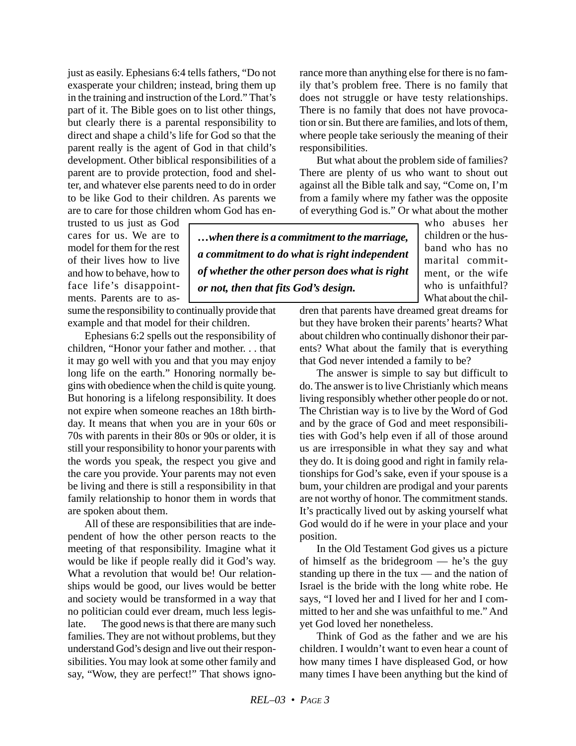just as easily. Ephesians 6:4 tells fathers, "Do not exasperate your children; instead, bring them up in the training and instruction of the Lord." That's part of it. The Bible goes on to list other things, but clearly there is a parental responsibility to direct and shape a child's life for God so that the parent really is the agent of God in that child's development. Other biblical responsibilities of a parent are to provide protection, food and shelter, and whatever else parents need to do in order to be like God to their children. As parents we are to care for those children whom God has entrusted to us just as God cares for us. We are to model for them for the rest of their lives how to live and how to behave, how to face life's disappointments. Parents are to assume the responsibility to continually provide that example and that model for their children.

Ephesians 6:2 spells out the responsibility of children, "Honor your father and mother. . . that it may go well with you and that you may enjoy long life on the earth." Honoring normally begins with obedience when the child is quite young. But honoring is a lifelong responsibility. It does not expire when someone reaches an 18th birthday. It means that when you are in your 60s or 70s with parents in their 80s or 90s or older, it is still your responsibility to honor your parents with the words you speak, the respect you give and the care you provide. Your parents may not even be living and there is still a responsibility in that family relationship to honor them in words that are spoken about them.

All of these are responsibilities that are independent of how the other person reacts to the meeting of that responsibility. Imagine what it would be like if people really did it God's way. What a revolution that would be! Our relationships would be good, our lives would be better and society would be transformed in a way that no politician could ever dream, much less legislate. The good news is that there are many such families. They are not without problems, but they understand God's design and live out their responsibilities. You may look at some other family and say, "Wow, they are perfect!" That shows ignorance more than anything else for there is no family that's problem free. There is no family that does not struggle or have testy relationships. There is no family that does not have provocation or sin. But there are families, and lots of them, where people take seriously the meaning of their responsibilities.

> ***…when there is a commitment to the marriage, a commitment to do what is right independent of whether the other person does what is right or not, then that fits God's design.***

But what about the problem side of families? There are plenty of us who want to shout out against all the Bible talk and say, "Come on, I'm from a family where my father was the opposite of everything God is." Or what about the mother who abuses her children or the husband who has no marital commitment, or the wife who is unfaithful? What about the children that parents have dreamed great dreams for but they have broken their parents' hearts? What about children who continually dishonor their parents? What about the family that is everything that God never intended a family to be?

The answer is simple to say but difficult to do. The answer is to live Christianly which means living responsibly whether other people do or not. The Christian way is to live by the Word of God and by the grace of God and meet responsibilities with God's help even if all of those around us are irresponsible in what they say and what they do. It is doing good and right in family relationships for God's sake, even if your spouse is a bum, your children are prodigal and your parents are not worthy of honor. The commitment stands. It's practically lived out by asking yourself what God would do if he were in your place and your position.

In the Old Testament God gives us a picture of himself as the bridegroom — he's the guy standing up there in the tux — and the nation of Israel is the bride with the long white robe. He says, "I loved her and I lived for her and I committed to her and she was unfaithful to me." And yet God loved her nonetheless.

Think of God as the father and we are his children. I wouldn't want to even hear a count of how many times I have displeased God, or how many times I have been anything but the kind of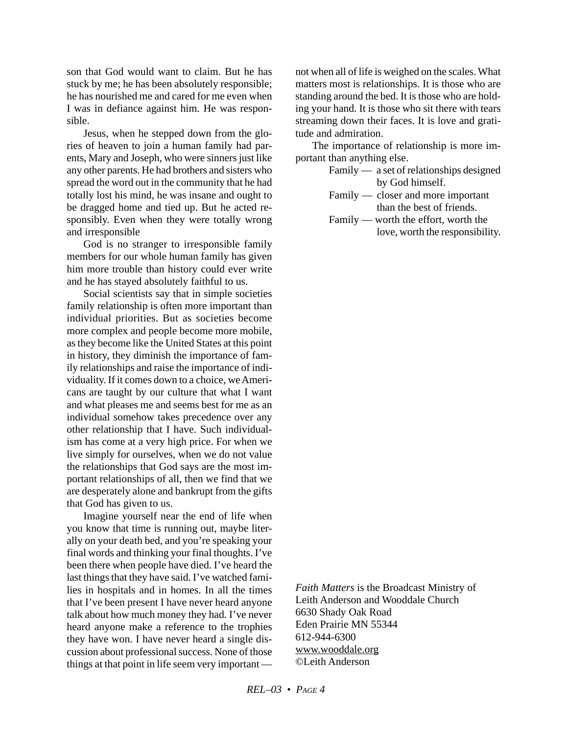son that God would want to claim. But he has stuck by me; he has been absolutely responsible; he has nourished me and cared for me even when I was in defiance against him. He was responsible.

Jesus, when he stepped down from the glories of heaven to join a human family had parents, Mary and Joseph, who were sinners just like any other parents. He had brothers and sisters who spread the word out in the community that he had totally lost his mind, he was insane and ought to be dragged home and tied up. But he acted responsibly. Even when they were totally wrong and irresponsible

God is no stranger to irresponsible family members for our whole human family has given him more trouble than history could ever write and he has stayed absolutely faithful to us.

Social scientists say that in simple societies family relationship is often more important than individual priorities. But as societies become more complex and people become more mobile, as they become like the United States at this point in history, they diminish the importance of family relationships and raise the importance of individuality. If it comes down to a choice, we Americans are taught by our culture that what I want and what pleases me and seems best for me as an individual somehow takes precedence over any other relationship that I have. Such individualism has come at a very high price. For when we live simply for ourselves, when we do not value the relationships that God says are the most important relationships of all, then we find that we are desperately alone and bankrupt from the gifts that God has given to us.

Imagine yourself near the end of life when you know that time is running out, maybe literally on your death bed, and you're speaking your final words and thinking your final thoughts. I've been there when people have died. I've heard the last things that they have said. I've watched families in hospitals and in homes. In all the times that I've been present I have never heard anyone talk about how much money they had. I've never heard anyone make a reference to the trophies they have won. I have never heard a single discussion about professional success. None of those things at that point in life seem very important — not when all of life is weighed on the scales. What matters most is relationships. It is those who are standing around the bed. It is those who are holding your hand. It is those who sit there with tears streaming down their faces. It is love and gratitude and admiration.

The importance of relationship is more important than anything else.

Family — a set of relationships designed by God himself.
Family — closer and more important than the best of friends.
Family — worth the effort, worth the love, worth the responsibility.

*Faith Matters* is the Broadcast Ministry of
Leith Anderson and Wooddale Church
6630 Shady Oak Road
Eden Prairie MN 55344
612-944-6300
www.wooddale.org
©Leith Anderson